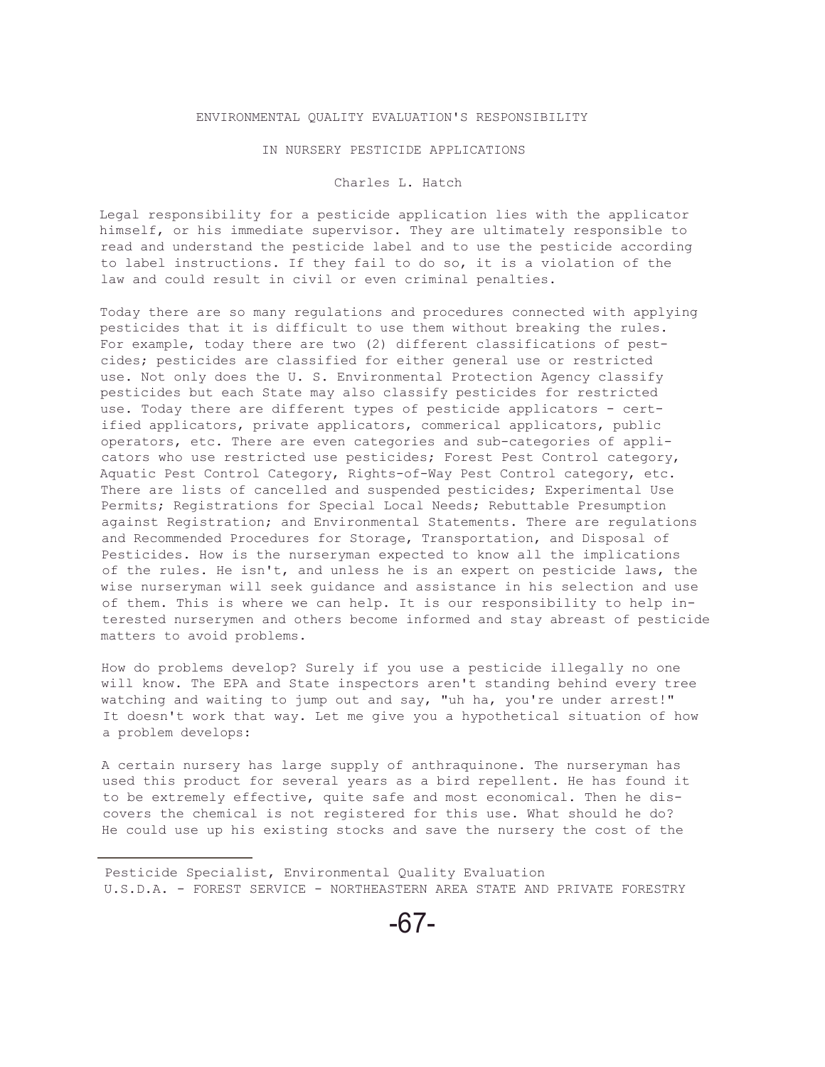# ENVIRONMENTAL QUALITY EVALUATION'S RESPONSIBILITY

## IN NURSERY PESTICIDE APPLICATIONS

Charles L. Hatch

Legal responsibility for a pesticide application lies with the applicator himself, or his immediate supervisor. They are ultimately responsible to read and understand the pesticide label and to use the pesticide according to label instructions. If they fail to do so, it is a violation of the law and could result in civil or even criminal penalties.

Today there are so many regulations and procedures connected with applying pesticides that it is difficult to use them without breaking the rules. For example, today there are two (2) different classifications of pesticides; pesticides are classified for either general use or restricted use. Not only does the U. S. Environmental Protection Agency classify pesticides but each State may also classify pesticides for restricted use. Today there are different types of pesticide applicators - certified applicators, private applicators, commerical applicators, public operators, etc. There are even categories and sub-categories of applicators who use restricted use pesticides; Forest Pest Control category, Aquatic Pest Control Category, Rights-of-Way Pest Control category, etc. There are lists of cancelled and suspended pesticides; Experimental Use Permits; Registrations for Special Local Needs; Rebuttable Presumption against Registration; and Environmental Statements. There are regulations and Recommended Procedures for Storage, Transportation, and Disposal of Pesticides. How is the nurseryman expected to know all the implications of the rules. He isn't, and unless he is an expert on pesticide laws, the wise nurseryman will seek guidance and assistance in his selection and use of them. This is where we can help. It is our responsibility to help interested nurserymen and others become informed and stay abreast of pesticide matters to avoid problems.

How do problems develop? Surely if you use a pesticide illegally no one will know. The EPA and State inspectors aren't standing behind every tree watching and waiting to jump out and say, "uh ha, you're under arrest!" It doesn't work that way. Let me give you a hypothetical situation of how a problem develops:

A certain nursery has large supply of anthraquinone. The nurseryman has used this product for several years as a bird repellent. He has found it to be extremely effective, quite safe and most economical. Then he discovers the chemical is not registered for this use. What should he do? He could use up his existing stocks and save the nursery the cost of the

---

Pesticide Specialist, Environmental Quality Evaluation
U.S.D.A. - FOREST SERVICE - NORTHEASTERN AREA STATE AND PRIVATE FORESTRY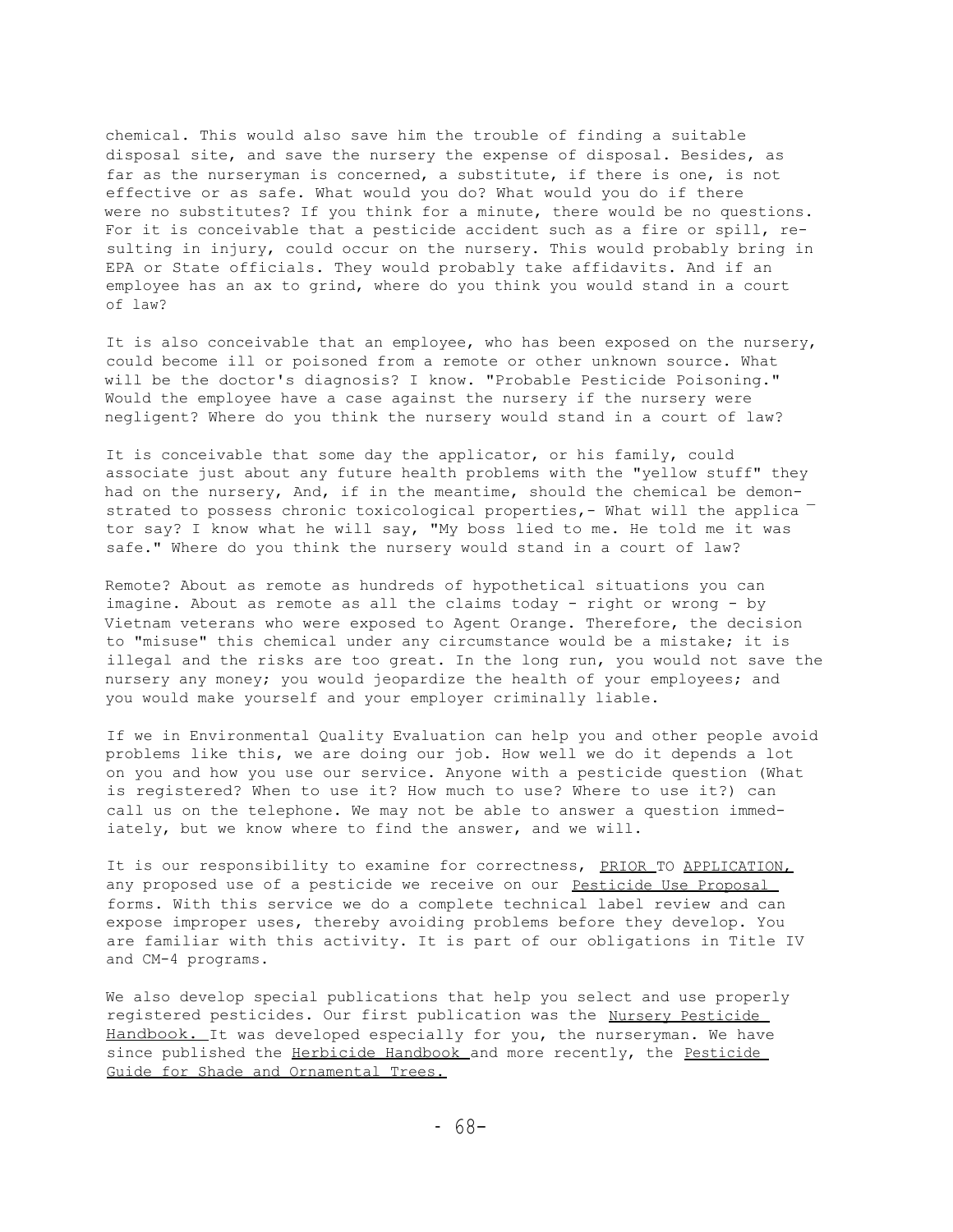chemical. This would also save him the trouble of finding a suitable disposal site, and save the nursery the expense of disposal. Besides, as far as the nurseryman is concerned, a substitute, if there is one, is not effective or as safe. What would you do? What would you do if there were no substitutes? If you think for a minute, there would be no questions. For it is conceivable that a pesticide accident such as a fire or spill, resulting in injury, could occur on the nursery. This would probably bring in EPA or State officials. They would probably take affidavits. And if an employee has an ax to grind, where do you think you would stand in a court of law?

It is also conceivable that an employee, who has been exposed on the nursery, could become ill or poisoned from a remote or other unknown source. What will be the doctor's diagnosis? I know. "Probable Pesticide Poisoning." Would the employee have a case against the nursery if the nursery were negligent? Where do you think the nursery would stand in a court of law?

It is conceivable that some day the applicator, or his family, could associate just about any future health problems with the "yellow stuff" they had on the nursery, And, if in the meantime, should the chemical be demonstrated to possess chronic toxicological properties,- What will the applicator say? I know what he will say, "My boss lied to me. He told me it was safe." Where do you think the nursery would stand in a court of law?

Remote? About as remote as hundreds of hypothetical situations you can imagine. About as remote as all the claims today - right or wrong - by Vietnam veterans who were exposed to Agent Orange. Therefore, the decision to "misuse" this chemical under any circumstance would be a mistake; it is illegal and the risks are too great. In the long run, you would not save the nursery any money; you would jeopardize the health of your employees; and you would make yourself and your employer criminally liable.

If we in Environmental Quality Evaluation can help you and other people avoid problems like this, we are doing our job. How well we do it depends a lot on you and how you use our service. Anyone with a pesticide question (What is registered? When to use it? How much to use? Where to use it?) can call us on the telephone. We may not be able to answer a question immediately, but we know where to find the answer, and we will.

It is our responsibility to examine for correctness, PRIOR TO APPLICATION, any proposed use of a pesticide we receive on our Pesticide Use Proposal forms. With this service we do a complete technical label review and can expose improper uses, thereby avoiding problems before they develop. You are familiar with this activity. It is part of our obligations in Title IV and CM-4 programs.

We also develop special publications that help you select and use properly registered pesticides. Our first publication was the Nursery Pesticide Handbook. It was developed especially for you, the nurseryman. We have since published the Herbicide Handbook and more recently, the Pesticide Guide for Shade and Ornamental Trees.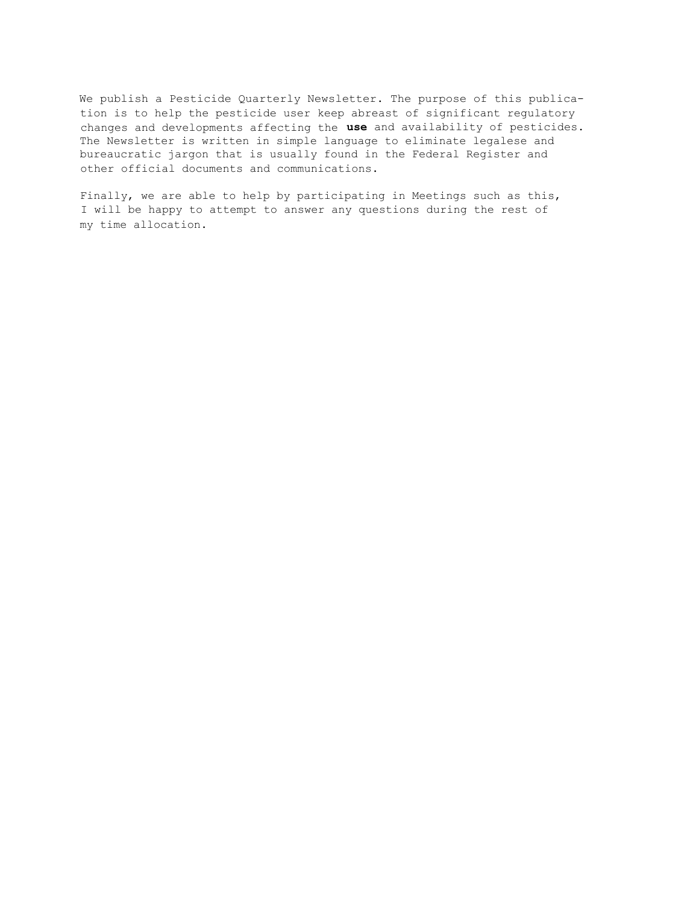We publish a Pesticide Quarterly Newsletter. The purpose of this publication is to help the pesticide user keep abreast of significant regulatory changes and developments affecting the **use** and availability of pesticides. The Newsletter is written in simple language to eliminate legalese and bureaucratic jargon that is usually found in the Federal Register and other official documents and communications.

Finally, we are able to help by participating in Meetings such as this, I will be happy to attempt to answer any questions during the rest of my time allocation.